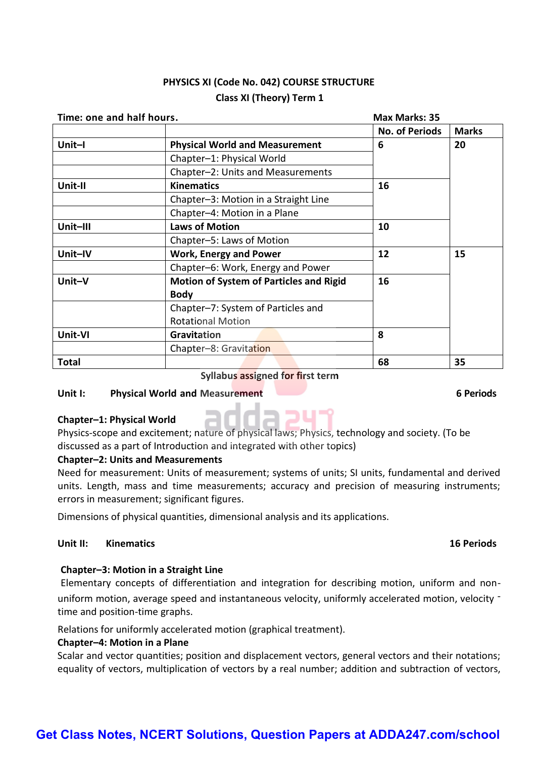# PHYSICS XI (Code No. 042) COURSE STRUCTURE

## Class XI (Theory) Term 1

**Time: one and half hours.** **Max Marks: 35**

| | | No. of Periods | Marks |
|---|---|---|---|
| **Unit–I** | **Physical World and Measurement** | 6 | 20 |
| | Chapter–1: Physical World | | |
| | Chapter–2: Units and Measurements | | |
| **Unit-II** | **Kinematics** | 16 | |
| | Chapter–3: Motion in a Straight Line | | |
| | Chapter–4: Motion in a Plane | | |
| **Unit–III** | **Laws of Motion** | 10 | |
| | Chapter–5: Laws of Motion | | |
| **Unit–IV** | **Work, Energy and Power** | 12 | 15 |
| | Chapter–6: Work, Energy and Power | | |
| **Unit–V** | **Motion of System of Particles and Rigid Body** | 16 | |
| | Chapter–7: System of Particles and Rotational Motion | | |
| **Unit-VI** | **Gravitation** | 8 | |
| | Chapter–8: Gravitation | | |
| **Total** | | 68 | 35 |

**Syllabus assigned for first term**

**Unit I: Physical World and Measurement** **6 Periods**

**Chapter–1: Physical World**

Physics-scope and excitement; nature of physical laws; Physics, technology and society. (To be discussed as a part of Introduction and integrated with other topics)

**Chapter–2: Units and Measurements**

Need for measurement: Units of measurement; systems of units; SI units, fundamental and derived units. Length, mass and time measurements; accuracy and precision of measuring instruments; errors in measurement; significant figures.

Dimensions of physical quantities, dimensional analysis and its applications.

**Unit II: Kinematics** **16 Periods**

**Chapter–3: Motion in a Straight Line**

Elementary concepts of differentiation and integration for describing motion, uniform and non-uniform motion, average speed and instantaneous velocity, uniformly accelerated motion, velocity - time and position-time graphs.

Relations for uniformly accelerated motion (graphical treatment).

**Chapter–4: Motion in a Plane**

Scalar and vector quantities; position and displacement vectors, general vectors and their notations; equality of vectors, multiplication of vectors by a real number; addition and subtraction of vectors,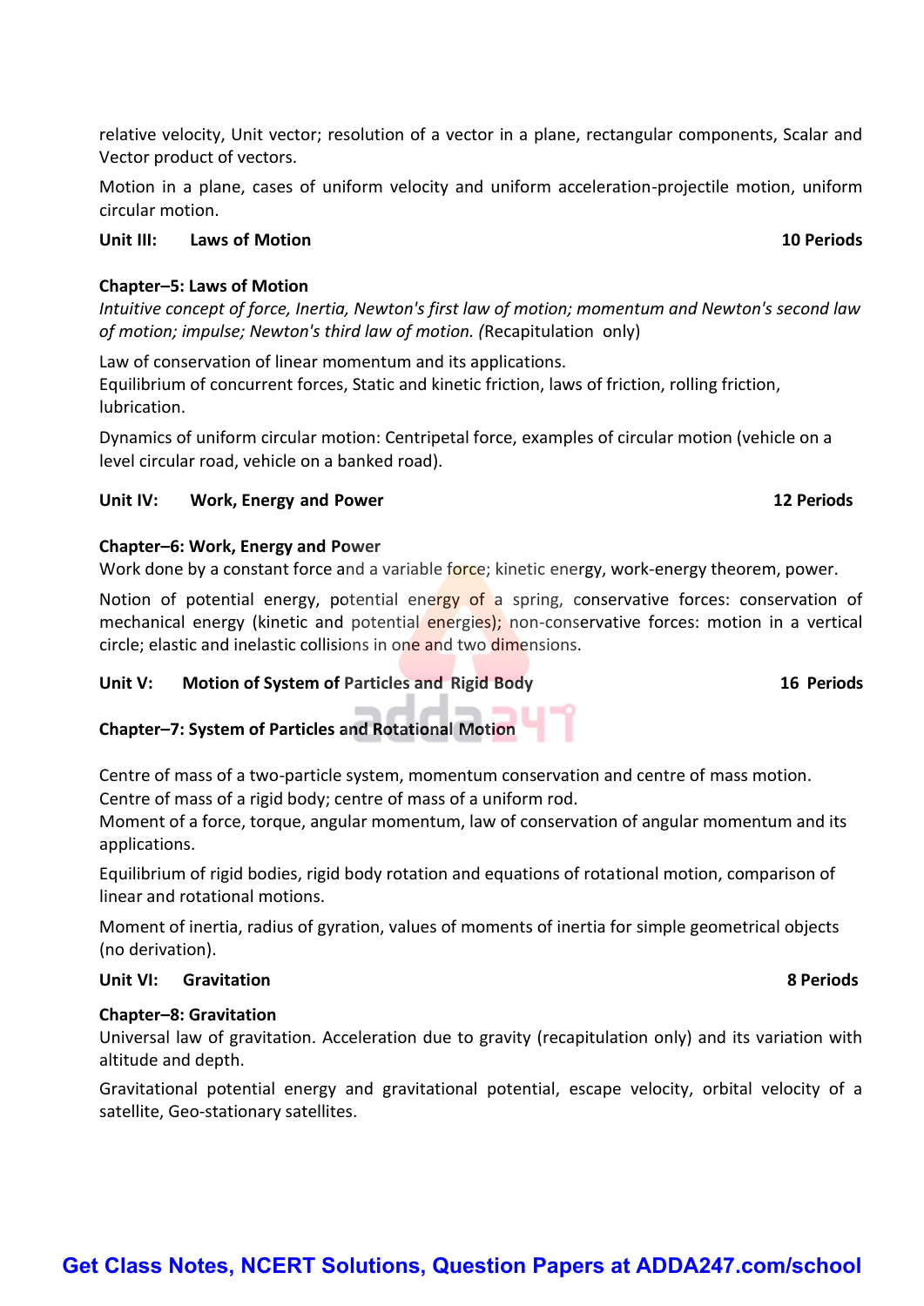relative velocity, Unit vector; resolution of a vector in a plane, rectangular components, Scalar and Vector product of vectors.

Motion in a plane, cases of uniform velocity and uniform acceleration-projectile motion, uniform circular motion.

**Unit III: Laws of Motion** **10 Periods**

**Chapter–5: Laws of Motion**

*Intuitive concept of force, Inertia, Newton's first law of motion; momentum and Newton's second law of motion; impulse; Newton's third law of motion. (*Recapitulation only)

Law of conservation of linear momentum and its applications.
Equilibrium of concurrent forces, Static and kinetic friction, laws of friction, rolling friction, lubrication.

Dynamics of uniform circular motion: Centripetal force, examples of circular motion (vehicle on a level circular road, vehicle on a banked road).

**Unit IV: Work, Energy and Power** **12 Periods**

**Chapter–6: Work, Energy and Power**

Work done by a constant force and a variable force; kinetic energy, work-energy theorem, power.

Notion of potential energy, potential energy of a spring, conservative forces: conservation of mechanical energy (kinetic and potential energies); non-conservative forces: motion in a vertical circle; elastic and inelastic collisions in one and two dimensions.

**Unit V: Motion of System of Particles and Rigid Body** **16 Periods**

**Chapter–7: System of Particles and Rotational Motion**

Centre of mass of a two-particle system, momentum conservation and centre of mass motion.
Centre of mass of a rigid body; centre of mass of a uniform rod.
Moment of a force, torque, angular momentum, law of conservation of angular momentum and its applications.

Equilibrium of rigid bodies, rigid body rotation and equations of rotational motion, comparison of linear and rotational motions.

Moment of inertia, radius of gyration, values of moments of inertia for simple geometrical objects (no derivation).

**Unit VI: Gravitation** **8 Periods**

**Chapter–8: Gravitation**

Universal law of gravitation. Acceleration due to gravity (recapitulation only) and its variation with altitude and depth.

Gravitational potential energy and gravitational potential, escape velocity, orbital velocity of a satellite, Geo-stationary satellites.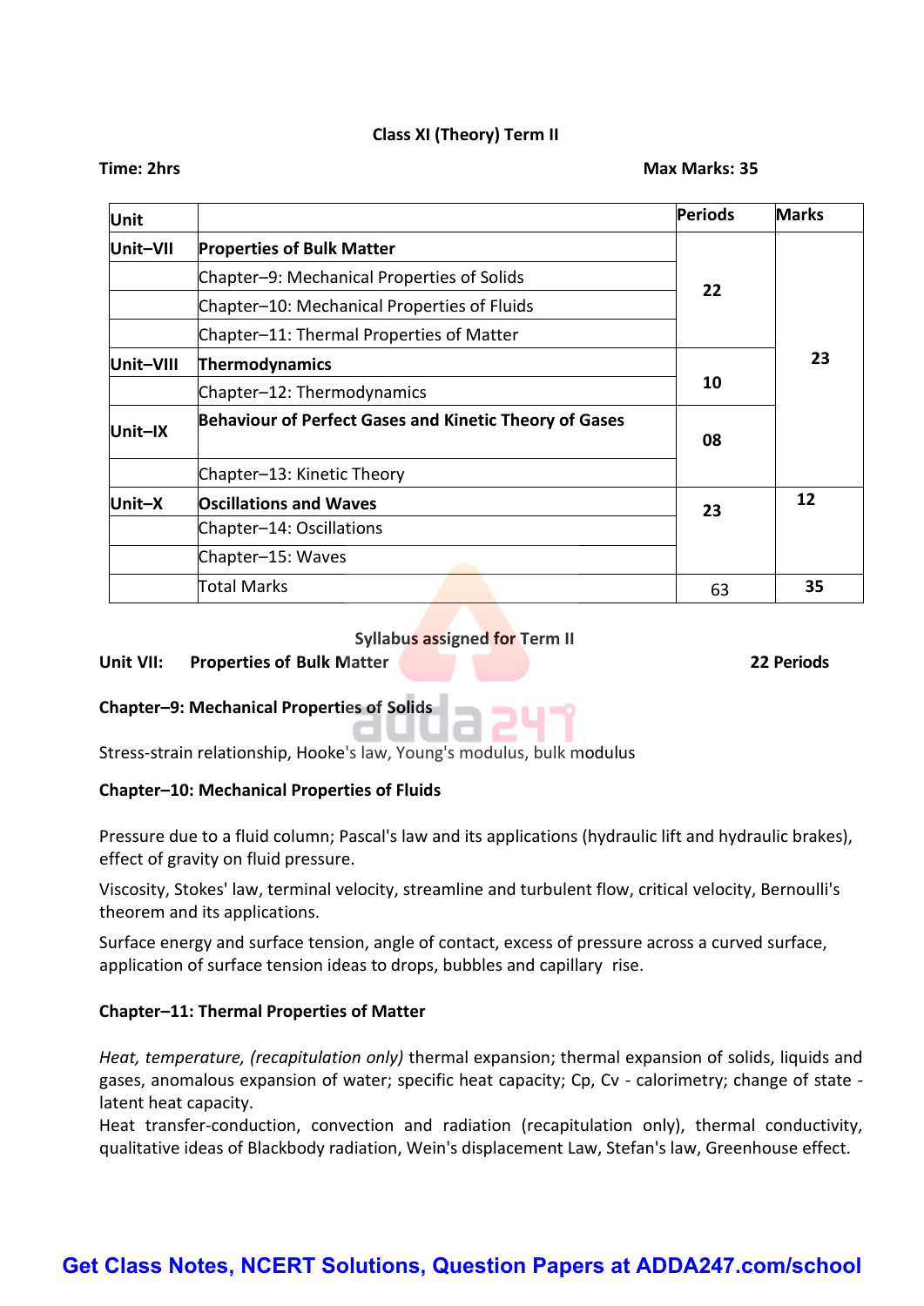**Class XI (Theory) Term II**

**Time: 2hrs** | **Max Marks: 35**

| Unit | | Periods | Marks |
|---|---|---|---|
| **Unit–VII** | **Properties of Bulk Matter** | 22 | 23 |
| | Chapter–9: Mechanical Properties of Solids | | |
| | Chapter–10: Mechanical Properties of Fluids | | |
| | Chapter–11: Thermal Properties of Matter | | |
| **Unit–VIII** | **Thermodynamics** | 10 | |
| | Chapter–12: Thermodynamics | | |
| **Unit–IX** | **Behaviour of Perfect Gases and Kinetic Theory of Gases** | 08 | |
| | Chapter–13: Kinetic Theory | | |
| **Unit–X** | **Oscillations and Waves** | 23 | 12 |
| | Chapter–14: Oscillations | | |
| | Chapter–15: Waves | | |
| | Total Marks | 63 | 35 |

**Syllabus assigned for Term II**

**Unit VII: Properties of Bulk Matter** — **22 Periods**

**Chapter–9: Mechanical Properties of Solids**

Stress-strain relationship, Hooke's law, Young's modulus, bulk modulus

**Chapter–10: Mechanical Properties of Fluids**

Pressure due to a fluid column; Pascal's law and its applications (hydraulic lift and hydraulic brakes), effect of gravity on fluid pressure.

Viscosity, Stokes' law, terminal velocity, streamline and turbulent flow, critical velocity, Bernoulli's theorem and its applications.

Surface energy and surface tension, angle of contact, excess of pressure across a curved surface, application of surface tension ideas to drops, bubbles and capillary rise.

**Chapter–11: Thermal Properties of Matter**

*Heat, temperature, (recapitulation only)* thermal expansion; thermal expansion of solids, liquids and gases, anomalous expansion of water; specific heat capacity; Cp, Cv - calorimetry; change of state - latent heat capacity.
Heat transfer-conduction, convection and radiation (recapitulation only), thermal conductivity, qualitative ideas of Blackbody radiation, Wein's displacement Law, Stefan's law, Greenhouse effect.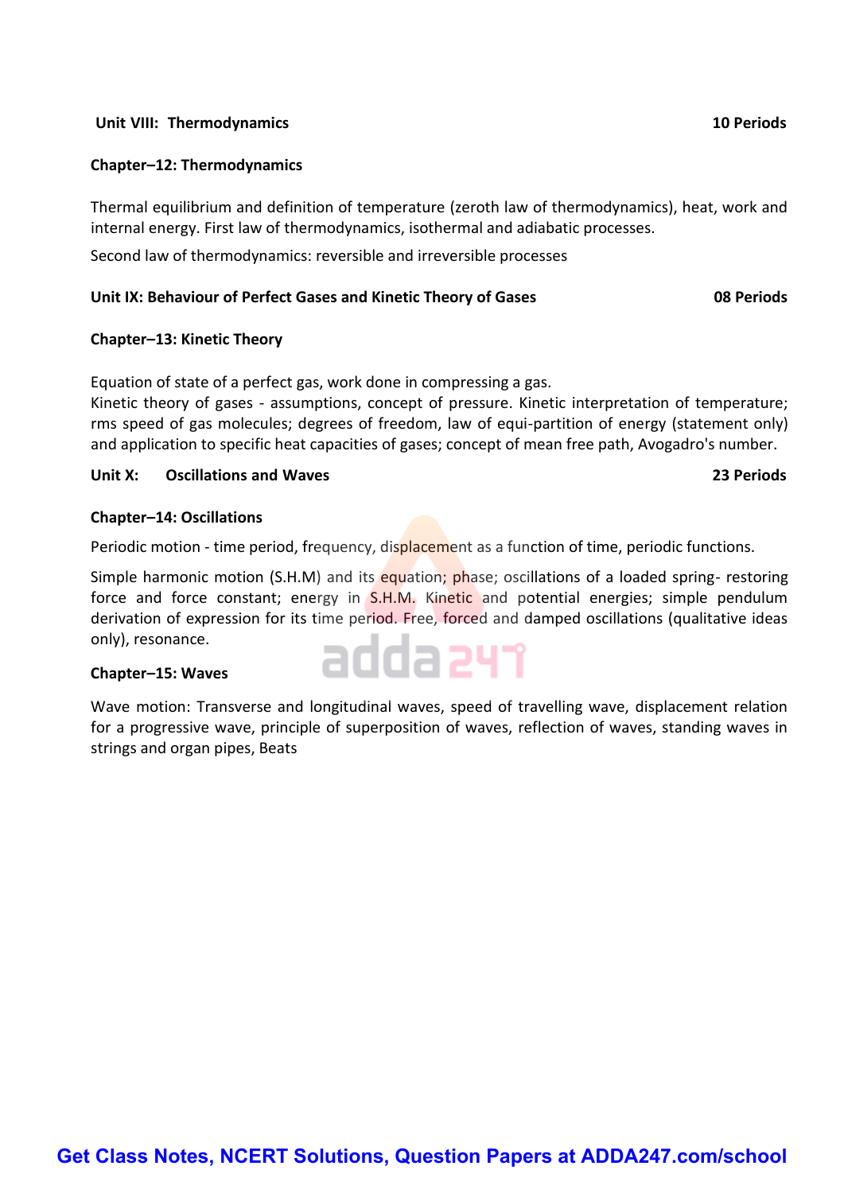**Unit VIII: Thermodynamics** **10 Periods**

**Chapter–12: Thermodynamics**

Thermal equilibrium and definition of temperature (zeroth law of thermodynamics), heat, work and internal energy. First law of thermodynamics, isothermal and adiabatic processes.

Second law of thermodynamics: reversible and irreversible processes

**Unit IX: Behaviour of Perfect Gases and Kinetic Theory of Gases** **08 Periods**

**Chapter–13: Kinetic Theory**

Equation of state of a perfect gas, work done in compressing a gas.
Kinetic theory of gases - assumptions, concept of pressure. Kinetic interpretation of temperature; rms speed of gas molecules; degrees of freedom, law of equi-partition of energy (statement only) and application to specific heat capacities of gases; concept of mean free path, Avogadro's number.

**Unit X: Oscillations and Waves** **23 Periods**

**Chapter–14: Oscillations**

Periodic motion - time period, frequency, displacement as a function of time, periodic functions.

Simple harmonic motion (S.H.M) and its equation; phase; oscillations of a loaded spring- restoring force and force constant; energy in S.H.M. Kinetic and potential energies; simple pendulum derivation of expression for its time period. Free, forced and damped oscillations (qualitative ideas only), resonance.

**Chapter–15: Waves**

Wave motion: Transverse and longitudinal waves, speed of travelling wave, displacement relation for a progressive wave, principle of superposition of waves, reflection of waves, standing waves in strings and organ pipes, Beats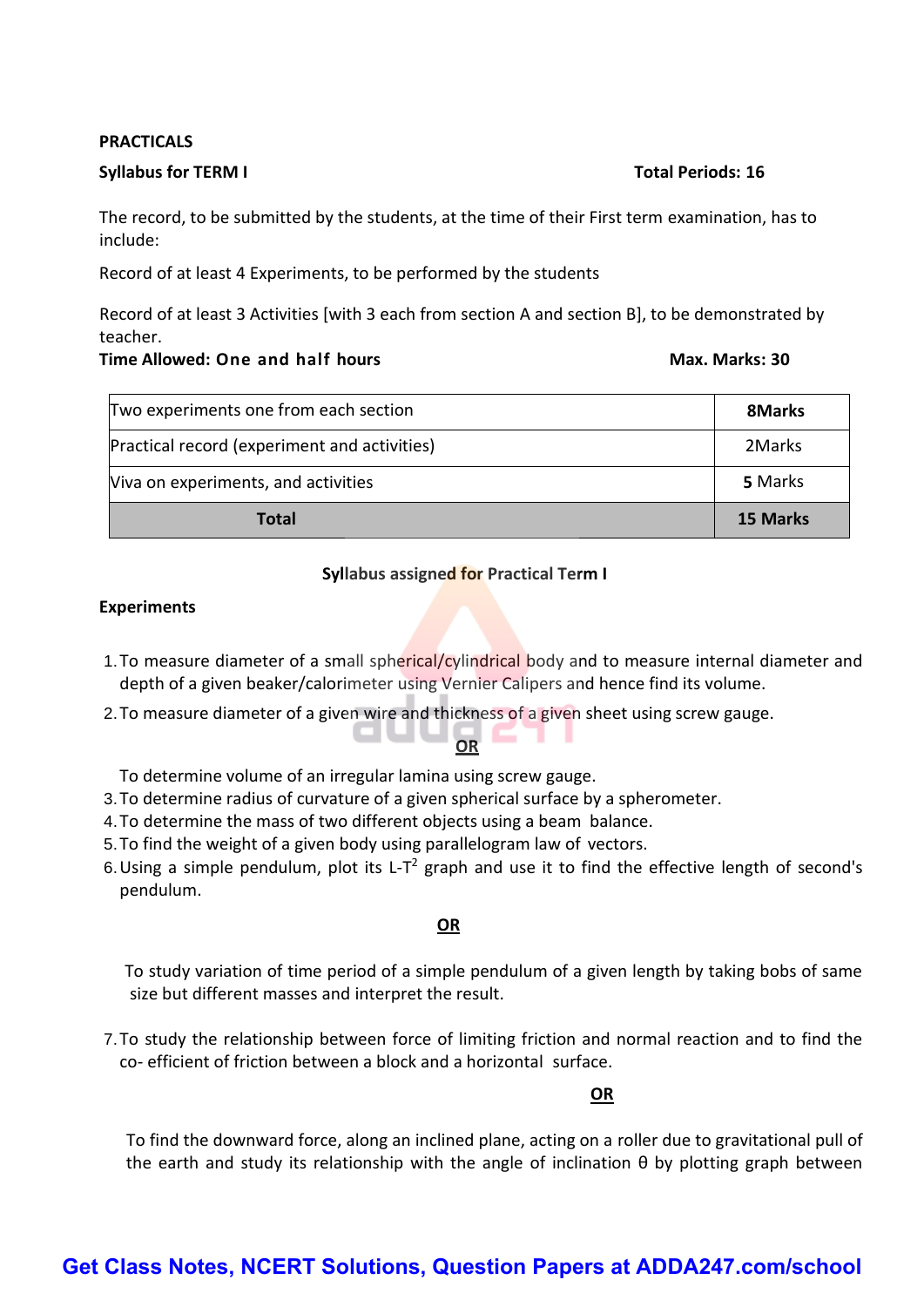**PRACTICALS**

**Syllabus for TERM I** **Total Periods: 16**

The record, to be submitted by the students, at the time of their First term examination, has to include:

Record of at least 4 Experiments, to be performed by the students

Record of at least 3 Activities [with 3 each from section A and section B], to be demonstrated by teacher.

**Time Allowed: One and half hours** **Max. Marks: 30**

| | |
|---|---|
| Two experiments one from each section | **8Marks** |
| Practical record (experiment and activities) | 2Marks |
| Viva on experiments, and activities | **5** Marks |
| **Total** | **15 Marks** |

**Syllabus assigned for Practical Term I**

**Experiments**

1. To measure diameter of a small spherical/cylindrical body and to measure internal diameter and depth of a given beaker/calorimeter using Vernier Calipers and hence find its volume.
2. To measure diameter of a given wire and thickness of a given sheet using screw gauge.

   **OR**

   To determine volume of an irregular lamina using screw gauge.
3. To determine radius of curvature of a given spherical surface by a spherometer.
4. To determine the mass of two different objects using a beam balance.
5. To find the weight of a given body using parallelogram law of vectors.
6. Using a simple pendulum, plot its L-$T^2$ graph and use it to find the effective length of second's pendulum.

   **OR**

   To study variation of time period of a simple pendulum of a given length by taking bobs of same size but different masses and interpret the result.

7. To study the relationship between force of limiting friction and normal reaction and to find the co- efficient of friction between a block and a horizontal surface.

   **OR**

   To find the downward force, along an inclined plane, acting on a roller due to gravitational pull of the earth and study its relationship with the angle of inclination θ by plotting graph between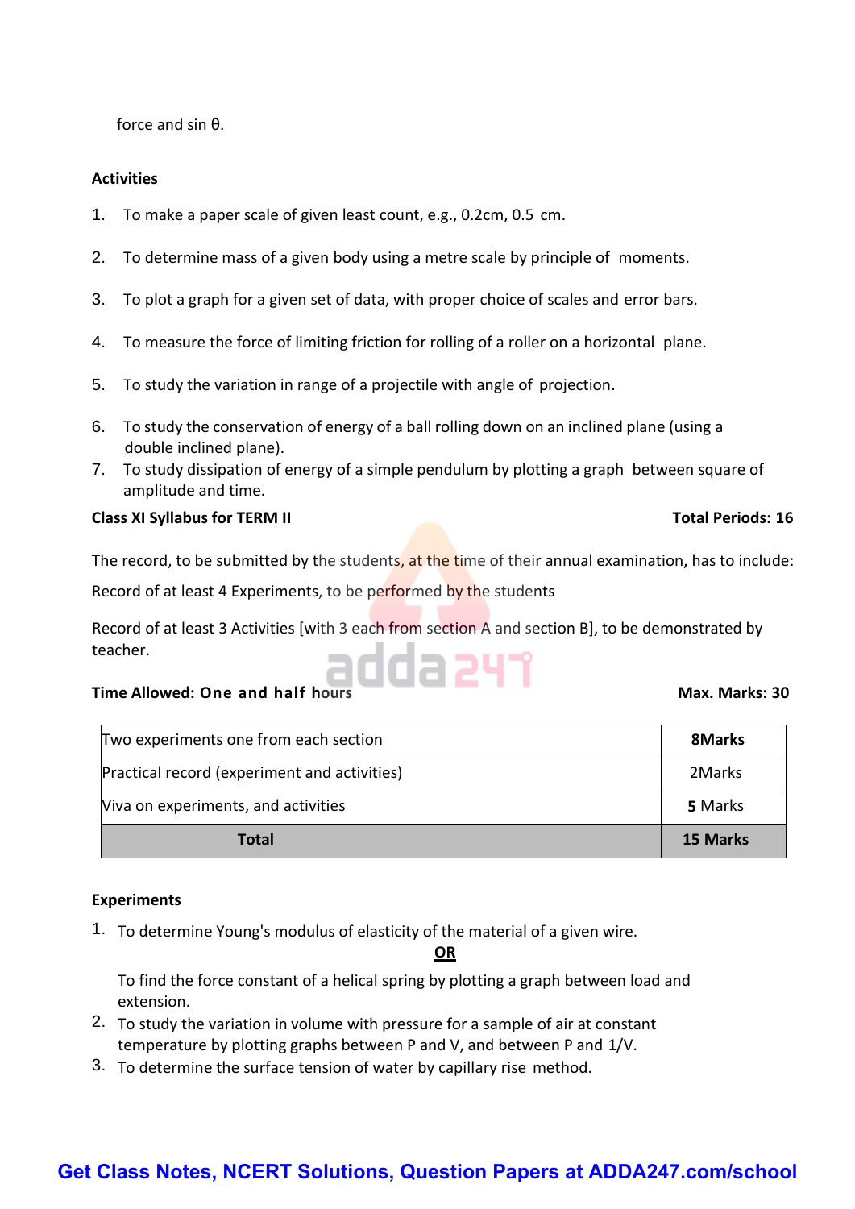force and sin θ.

**Activities**

1. To make a paper scale of given least count, e.g., 0.2cm, 0.5 cm.
2. To determine mass of a given body using a metre scale by principle of moments.
3. To plot a graph for a given set of data, with proper choice of scales and error bars.
4. To measure the force of limiting friction for rolling of a roller on a horizontal plane.
5. To study the variation in range of a projectile with angle of projection.
6. To study the conservation of energy of a ball rolling down on an inclined plane (using a double inclined plane).
7. To study dissipation of energy of a simple pendulum by plotting a graph between square of amplitude and time.

**Class XI Syllabus for TERM II** **Total Periods: 16**

The record, to be submitted by the students, at the time of their annual examination, has to include:

Record of at least 4 Experiments, to be performed by the students

Record of at least 3 Activities [with 3 each from section A and section B], to be demonstrated by teacher.

**Time Allowed: One and half hours** **Max. Marks: 30**

| | |
|---|---|
| Two experiments one from each section | **8Marks** |
| Practical record (experiment and activities) | 2Marks |
| Viva on experiments, and activities | **5** Marks |
| **Total** | **15 Marks** |

**Experiments**

1. To determine Young's modulus of elasticity of the material of a given wire.

   **OR**

   To find the force constant of a helical spring by plotting a graph between load and extension.
2. To study the variation in volume with pressure for a sample of air at constant temperature by plotting graphs between P and V, and between P and 1/V.
3. To determine the surface tension of water by capillary rise method.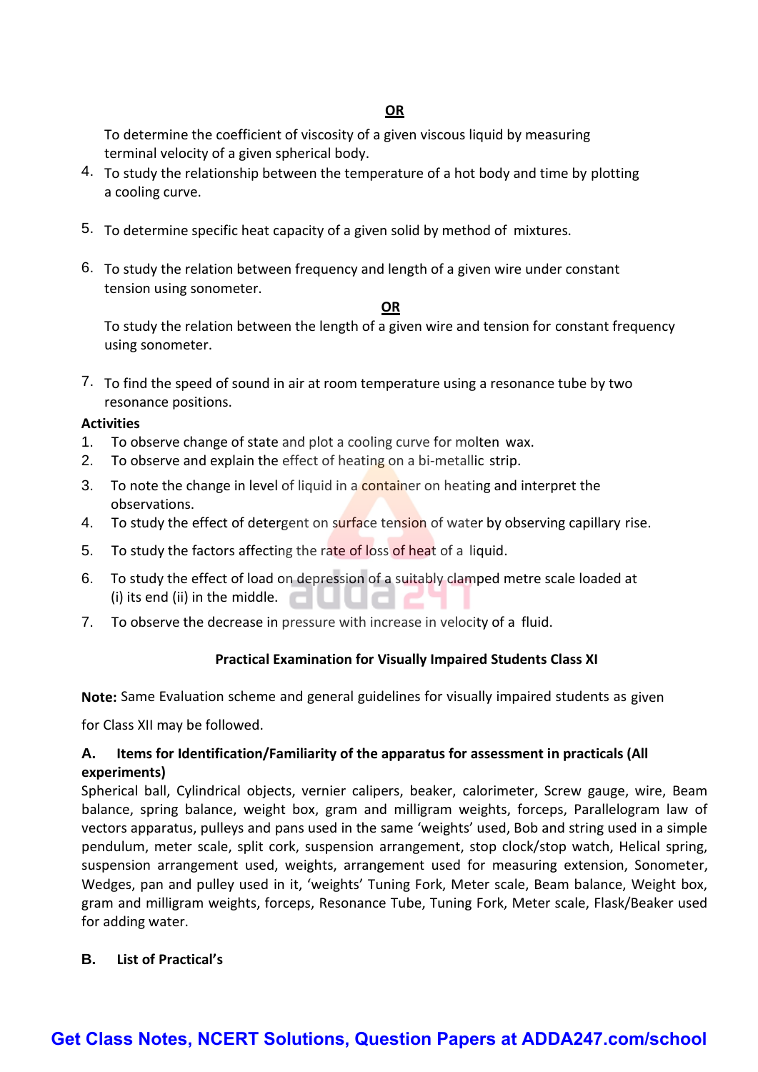**OR**

To determine the coefficient of viscosity of a given viscous liquid by measuring terminal velocity of a given spherical body.

4. To study the relationship between the temperature of a hot body and time by plotting a cooling curve.

5. To determine specific heat capacity of a given solid by method of mixtures.

6. To study the relation between frequency and length of a given wire under constant tension using sonometer.

**OR**

To study the relation between the length of a given wire and tension for constant frequency using sonometer.

7. To find the speed of sound in air at room temperature using a resonance tube by two resonance positions.

**Activities**

1. To observe change of state and plot a cooling curve for molten wax.
2. To observe and explain the effect of heating on a bi-metallic strip.
3. To note the change in level of liquid in a container on heating and interpret the observations.
4. To study the effect of detergent on surface tension of water by observing capillary rise.
5. To study the factors affecting the rate of loss of heat of a liquid.
6. To study the effect of load on depression of a suitably clamped metre scale loaded at (i) its end (ii) in the middle.
7. To observe the decrease in pressure with increase in velocity of a fluid.

**Practical Examination for Visually Impaired Students Class XI**

**Note:** Same Evaluation scheme and general guidelines for visually impaired students as given for Class XII may be followed.

**A. Items for Identification/Familiarity of the apparatus for assessment in practicals (All experiments)**

Spherical ball, Cylindrical objects, vernier calipers, beaker, calorimeter, Screw gauge, wire, Beam balance, spring balance, weight box, gram and milligram weights, forceps, Parallelogram law of vectors apparatus, pulleys and pans used in the same 'weights' used, Bob and string used in a simple pendulum, meter scale, split cork, suspension arrangement, stop clock/stop watch, Helical spring, suspension arrangement used, weights, arrangement used for measuring extension, Sonometer, Wedges, pan and pulley used in it, 'weights' Tuning Fork, Meter scale, Beam balance, Weight box, gram and milligram weights, forceps, Resonance Tube, Tuning Fork, Meter scale, Flask/Beaker used for adding water.

**B. List of Practical's**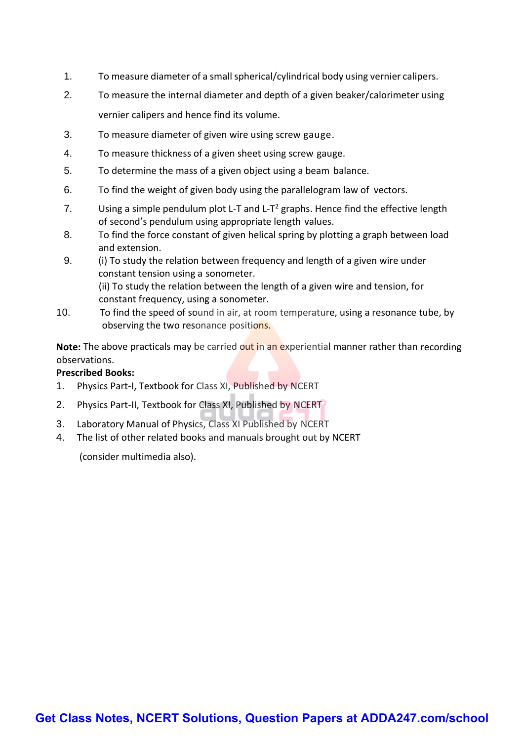1. To measure diameter of a small spherical/cylindrical body using vernier calipers.
2. To measure the internal diameter and depth of a given beaker/calorimeter using vernier calipers and hence find its volume.
3. To measure diameter of given wire using screw gauge.
4. To measure thickness of a given sheet using screw gauge.
5. To determine the mass of a given object using a beam balance.
6. To find the weight of given body using the parallelogram law of vectors.
7. Using a simple pendulum plot L-T and L-$T^2$ graphs. Hence find the effective length of second's pendulum using appropriate length values.
8. To find the force constant of given helical spring by plotting a graph between load and extension.
9. (i) To study the relation between frequency and length of a given wire under constant tension using a sonometer.
   (ii) To study the relation between the length of a given wire and tension, for constant frequency, using a sonometer.
10. To find the speed of sound in air, at room temperature, using a resonance tube, by observing the two resonance positions.

**Note:** The above practicals may be carried out in an experiential manner rather than recording observations.

**Prescribed Books:**

1. Physics Part-I, Textbook for Class XI, Published by NCERT
2. Physics Part-II, Textbook for Class XI, Published by NCERT
3. Laboratory Manual of Physics, Class XI Published by NCERT
4. The list of other related books and manuals brought out by NCERT (consider multimedia also).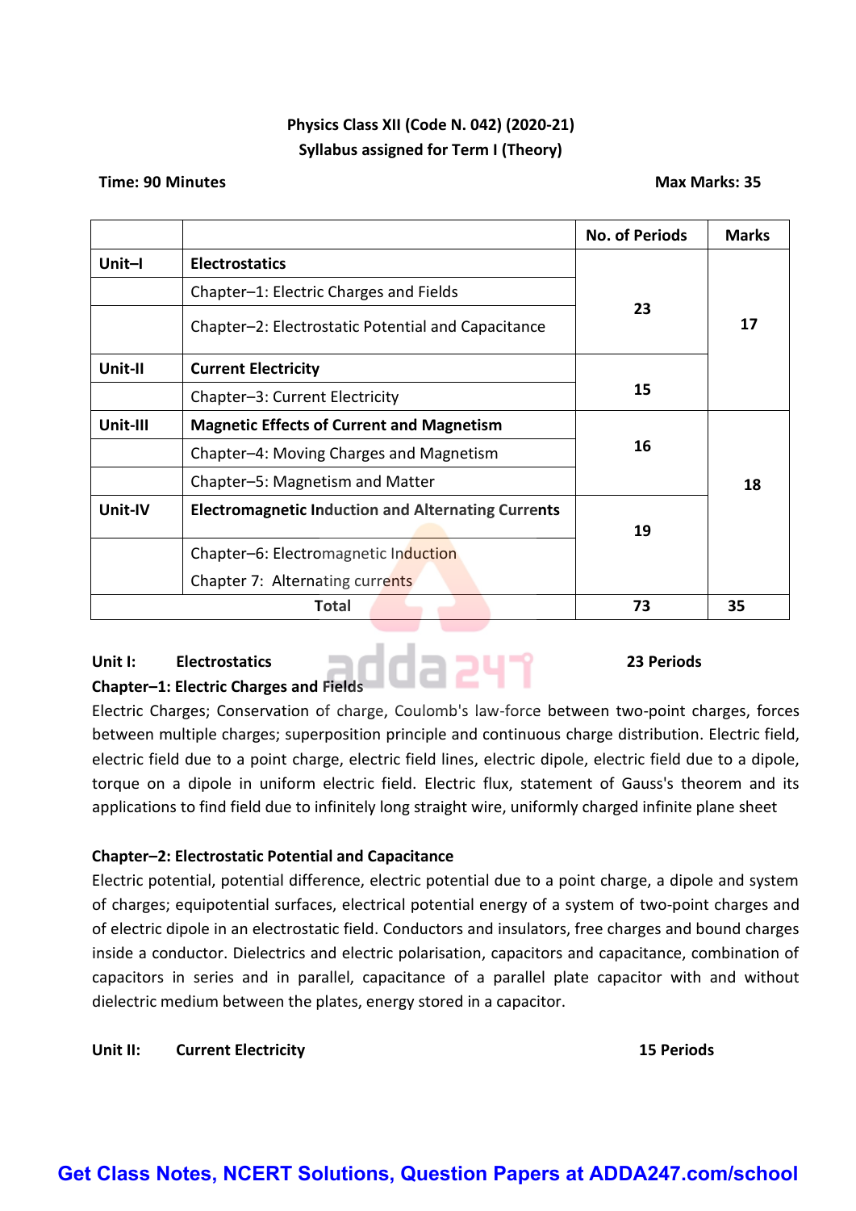**Physics Class XII (Code N. 042) (2020-21)**
**Syllabus assigned for Term I (Theory)**

**Time: 90 Minutes** **Max Marks: 35**

| | | No. of Periods | Marks |
|---|---|---|---|
| **Unit–I** | **Electrostatics** | 23 | 17 |
| | Chapter–1: Electric Charges and Fields | | |
| | Chapter–2: Electrostatic Potential and Capacitance | | |
| **Unit-II** | **Current Electricity** | 15 | |
| | Chapter–3: Current Electricity | | |
| **Unit-III** | **Magnetic Effects of Current and Magnetism** | 16 | 18 |
| | Chapter–4: Moving Charges and Magnetism | | |
| | Chapter–5: Magnetism and Matter | | |
| **Unit-IV** | **Electromagnetic Induction and Alternating Currents** | 19 | |
| | Chapter–6: Electromagnetic Induction<br>Chapter 7: Alternating currents | | |
| **Total** | | **73** | **35** |

**Unit I: Electrostatics** **23 Periods**

**Chapter–1: Electric Charges and Fields**

Electric Charges; Conservation of charge, Coulomb's law-force between two-point charges, forces between multiple charges; superposition principle and continuous charge distribution. Electric field, electric field due to a point charge, electric field lines, electric dipole, electric field due to a dipole, torque on a dipole in uniform electric field. Electric flux, statement of Gauss's theorem and its applications to find field due to infinitely long straight wire, uniformly charged infinite plane sheet

**Chapter–2: Electrostatic Potential and Capacitance**

Electric potential, potential difference, electric potential due to a point charge, a dipole and system of charges; equipotential surfaces, electrical potential energy of a system of two-point charges and of electric dipole in an electrostatic field. Conductors and insulators, free charges and bound charges inside a conductor. Dielectrics and electric polarisation, capacitors and capacitance, combination of capacitors in series and in parallel, capacitance of a parallel plate capacitor with and without dielectric medium between the plates, energy stored in a capacitor.

**Unit II: Current Electricity** **15 Periods**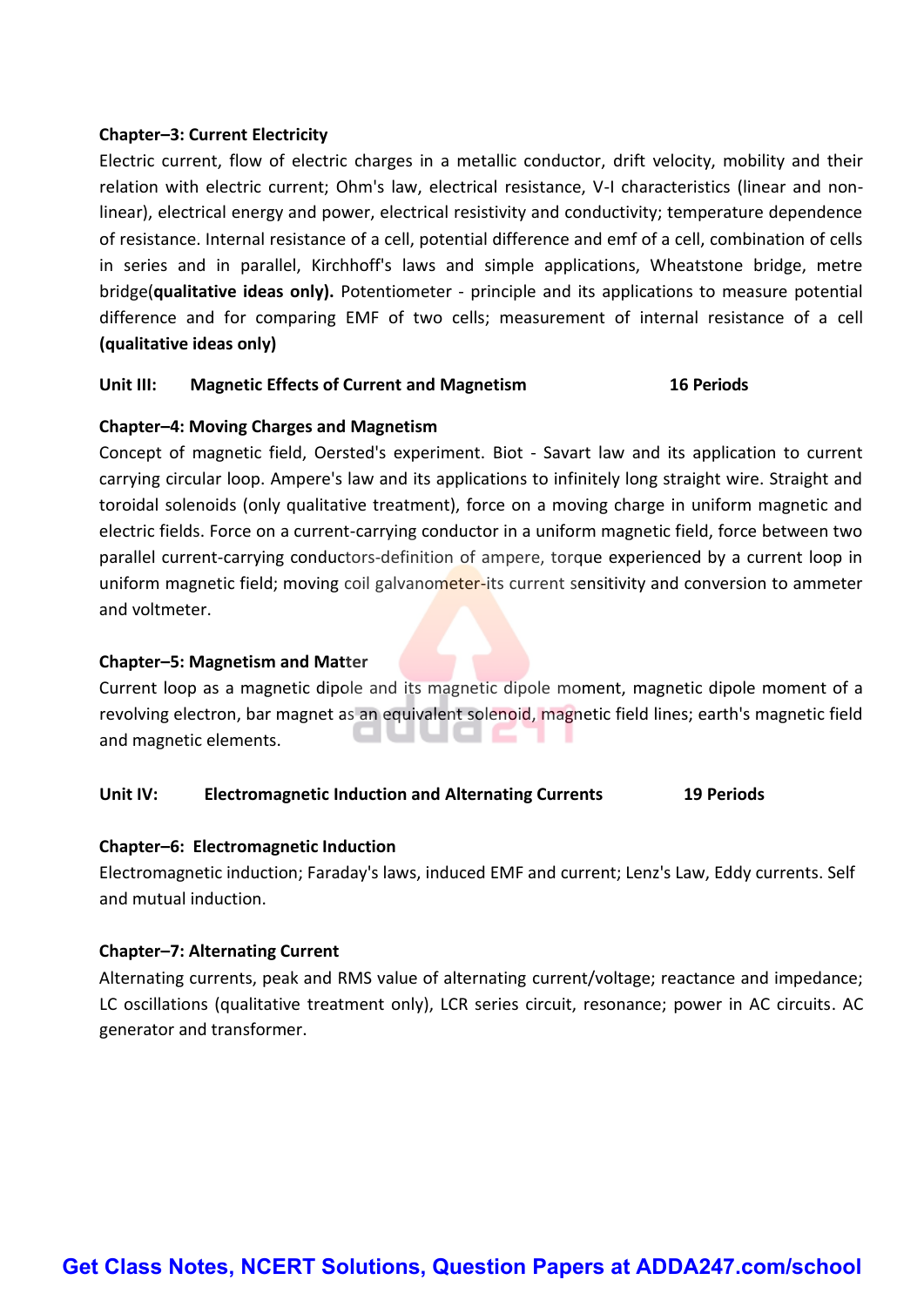**Chapter–3: Current Electricity**

Electric current, flow of electric charges in a metallic conductor, drift velocity, mobility and their relation with electric current; Ohm's law, electrical resistance, V-I characteristics (linear and non-linear), electrical energy and power, electrical resistivity and conductivity; temperature dependence of resistance. Internal resistance of a cell, potential difference and emf of a cell, combination of cells in series and in parallel, Kirchhoff's laws and simple applications, Wheatstone bridge, metre bridge(**qualitative ideas only).** Potentiometer - principle and its applications to measure potential difference and for comparing EMF of two cells; measurement of internal resistance of a cell **(qualitative ideas only)**

**Unit III: Magnetic Effects of Current and Magnetism 16 Periods**

**Chapter–4: Moving Charges and Magnetism**

Concept of magnetic field, Oersted's experiment. Biot - Savart law and its application to current carrying circular loop. Ampere's law and its applications to infinitely long straight wire. Straight and toroidal solenoids (only qualitative treatment), force on a moving charge in uniform magnetic and electric fields. Force on a current-carrying conductor in a uniform magnetic field, force between two parallel current-carrying conductors-definition of ampere, torque experienced by a current loop in uniform magnetic field; moving coil galvanometer-its current sensitivity and conversion to ammeter and voltmeter.

**Chapter–5: Magnetism and Matter**

Current loop as a magnetic dipole and its magnetic dipole moment, magnetic dipole moment of a revolving electron, bar magnet as an equivalent solenoid, magnetic field lines; earth's magnetic field and magnetic elements.

**Unit IV: Electromagnetic Induction and Alternating Currents 19 Periods**

**Chapter–6: Electromagnetic Induction**

Electromagnetic induction; Faraday's laws, induced EMF and current; Lenz's Law, Eddy currents. Self and mutual induction.

**Chapter–7: Alternating Current**

Alternating currents, peak and RMS value of alternating current/voltage; reactance and impedance; LC oscillations (qualitative treatment only), LCR series circuit, resonance; power in AC circuits. AC generator and transformer.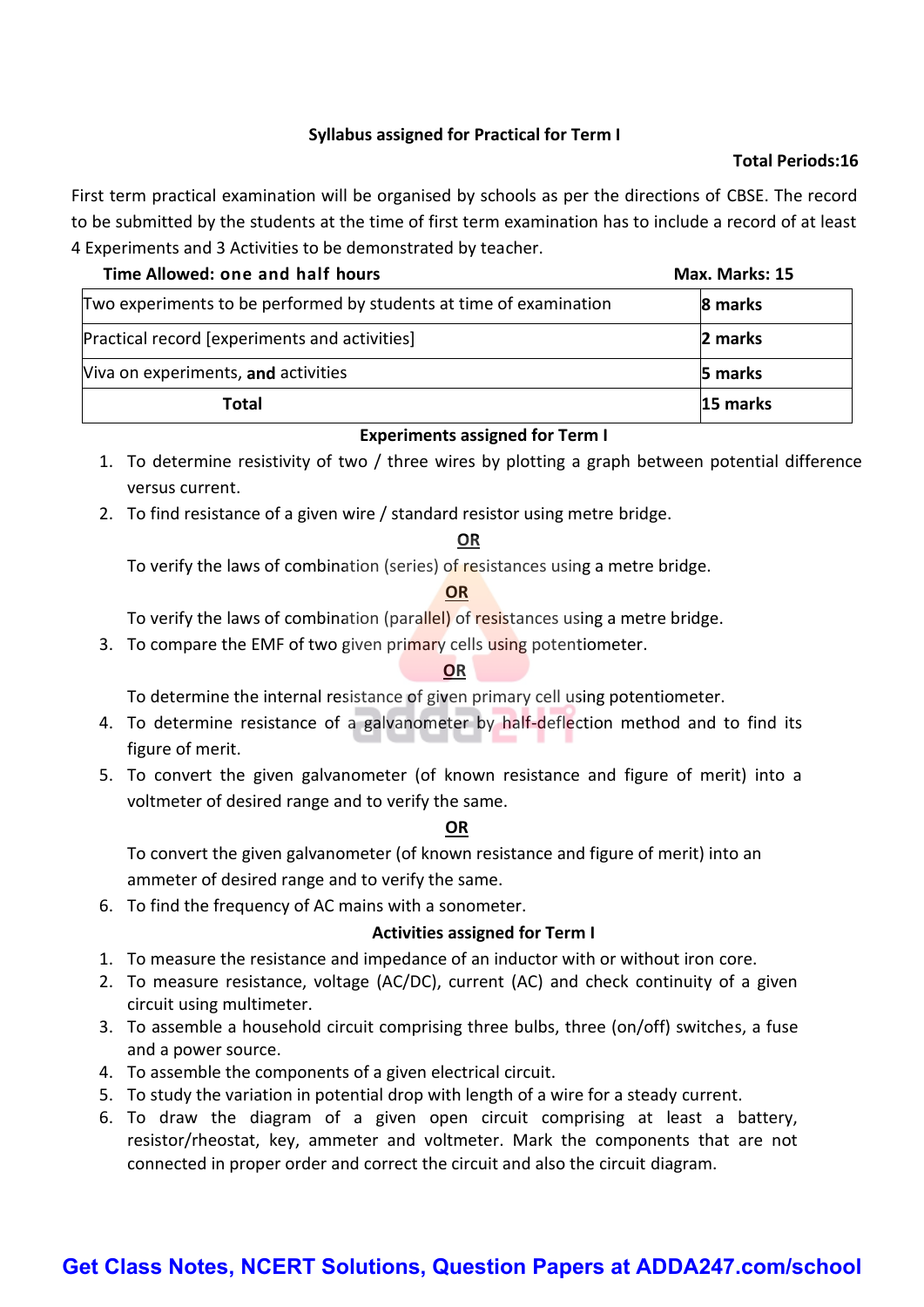### Syllabus assigned for Practical for Term I

**Total Periods:16**

First term practical examination will be organised by schools as per the directions of CBSE. The record to be submitted by the students at the time of first term examination has to include a record of at least 4 Experiments and 3 Activities to be demonstrated by teacher.

**Time Allowed: one and half hours** **Max. Marks: 15**

| | |
|---|---|
| Two experiments to be performed by students at time of examination | **8 marks** |
| Practical record [experiments and activities] | **2 marks** |
| Viva on experiments, **and** activities | **5 marks** |
| **Total** | **15 marks** |

**Experiments assigned for Term I**

1. To determine resistivity of two / three wires by plotting a graph between potential difference versus current.
2. To find resistance of a given wire / standard resistor using metre bridge.

   **OR**

   To verify the laws of combination (series) of resistances using a metre bridge.

   **OR**

   To verify the laws of combination (parallel) of resistances using a metre bridge.
3. To compare the EMF of two given primary cells using potentiometer.

   **OR**

   To determine the internal resistance of given primary cell using potentiometer.
4. To determine resistance of a galvanometer by half-deflection method and to find its figure of merit.
5. To convert the given galvanometer (of known resistance and figure of merit) into a voltmeter of desired range and to verify the same.

   **OR**

   To convert the given galvanometer (of known resistance and figure of merit) into an ammeter of desired range and to verify the same.
6. To find the frequency of AC mains with a sonometer.

**Activities assigned for Term I**

1. To measure the resistance and impedance of an inductor with or without iron core.
2. To measure resistance, voltage (AC/DC), current (AC) and check continuity of a given circuit using multimeter.
3. To assemble a household circuit comprising three bulbs, three (on/off) switches, a fuse and a power source.
4. To assemble the components of a given electrical circuit.
5. To study the variation in potential drop with length of a wire for a steady current.
6. To draw the diagram of a given open circuit comprising at least a battery, resistor/rheostat, key, ammeter and voltmeter. Mark the components that are not connected in proper order and correct the circuit and also the circuit diagram.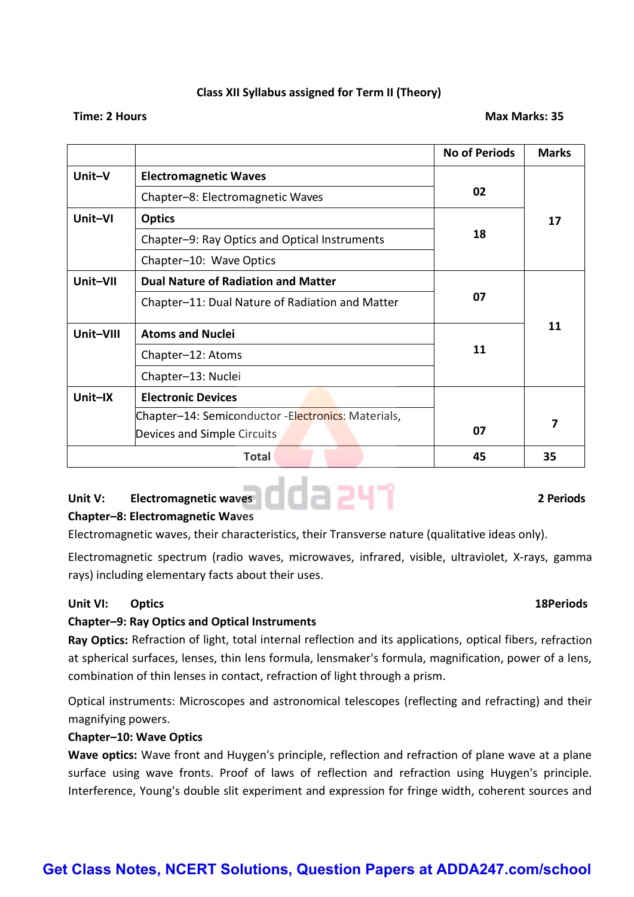**Class XII Syllabus assigned for Term II (Theory)**

**Time: 2 Hours** **Max Marks: 35**

| | | No of Periods | Marks |
|---|---|---|---|
| **Unit–V** | **Electromagnetic Waves** | 02 | 17 |
| | Chapter–8: Electromagnetic Waves | | |
| **Unit–VI** | **Optics** | 18 | |
| | Chapter–9: Ray Optics and Optical Instruments | | |
| | Chapter–10: Wave Optics | | |
| **Unit–VII** | **Dual Nature of Radiation and Matter** | 07 | 11 |
| | Chapter–11: Dual Nature of Radiation and Matter | | |
| **Unit–VIII** | **Atoms and Nuclei** | 11 | |
| | Chapter–12: Atoms | | |
| | Chapter–13: Nuclei | | |
| **Unit–IX** | **Electronic Devices** | 07 | 7 |
| | Chapter–14: Semiconductor -Electronics: Materials, Devices and Simple Circuits | | |
| **Total** | | **45** | **35** |

**Unit V: Electromagnetic waves** **2 Periods**

**Chapter–8: Electromagnetic Waves**

Electromagnetic waves, their characteristics, their Transverse nature (qualitative ideas only).

Electromagnetic spectrum (radio waves, microwaves, infrared, visible, ultraviolet, X-rays, gamma rays) including elementary facts about their uses.

**Unit VI: Optics** **18Periods**

**Chapter–9: Ray Optics and Optical Instruments**

**Ray Optics:** Refraction of light, total internal reflection and its applications, optical fibers, refraction at spherical surfaces, lenses, thin lens formula, lensmaker's formula, magnification, power of a lens, combination of thin lenses in contact, refraction of light through a prism.

Optical instruments: Microscopes and astronomical telescopes (reflecting and refracting) and their magnifying powers.

**Chapter–10: Wave Optics**

**Wave optics:** Wave front and Huygen's principle, reflection and refraction of plane wave at a plane surface using wave fronts. Proof of laws of reflection and refraction using Huygen's principle. Interference, Young's double slit experiment and expression for fringe width, coherent sources and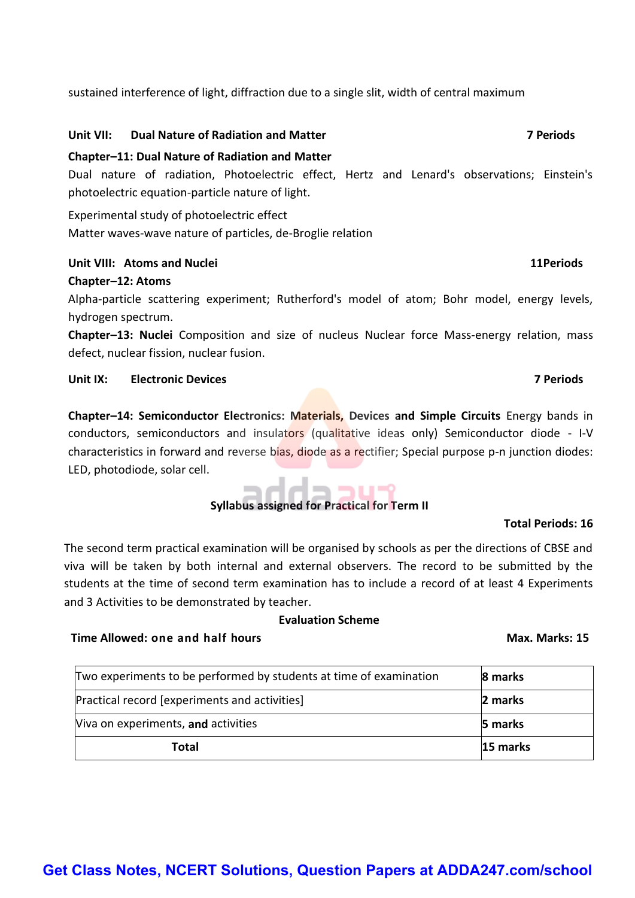sustained interference of light, diffraction due to a single slit, width of central maximum

**Unit VII: Dual Nature of Radiation and Matter** **7 Periods**

**Chapter–11: Dual Nature of Radiation and Matter**

Dual nature of radiation, Photoelectric effect, Hertz and Lenard's observations; Einstein's photoelectric equation-particle nature of light.

Experimental study of photoelectric effect

Matter waves-wave nature of particles, de-Broglie relation

**Unit VIII: Atoms and Nuclei** **11Periods**

**Chapter–12: Atoms**

Alpha-particle scattering experiment; Rutherford's model of atom; Bohr model, energy levels, hydrogen spectrum.

**Chapter–13: Nuclei** Composition and size of nucleus Nuclear force Mass-energy relation, mass defect, nuclear fission, nuclear fusion.

**Unit IX: Electronic Devices** **7 Periods**

**Chapter–14: Semiconductor Electronics: Materials, Devices and Simple Circuits** Energy bands in conductors, semiconductors and insulators (qualitative ideas only) Semiconductor diode - I-V characteristics in forward and reverse bias, diode as a rectifier; Special purpose p-n junction diodes: LED, photodiode, solar cell.

**Syllabus assigned for Practical for Term II**

**Total Periods: 16**

The second term practical examination will be organised by schools as per the directions of CBSE and viva will be taken by both internal and external observers. The record to be submitted by the students at the time of second term examination has to include a record of at least 4 Experiments and 3 Activities to be demonstrated by teacher.

**Evaluation Scheme**

**Time Allowed: one and half hours** **Max. Marks: 15**

| | |
|---|---|
| Two experiments to be performed by students at time of examination | **8 marks** |
| Practical record [experiments and activities] | **2 marks** |
| Viva on experiments, **and** activities | **5 marks** |
| **Total** | **15 marks** |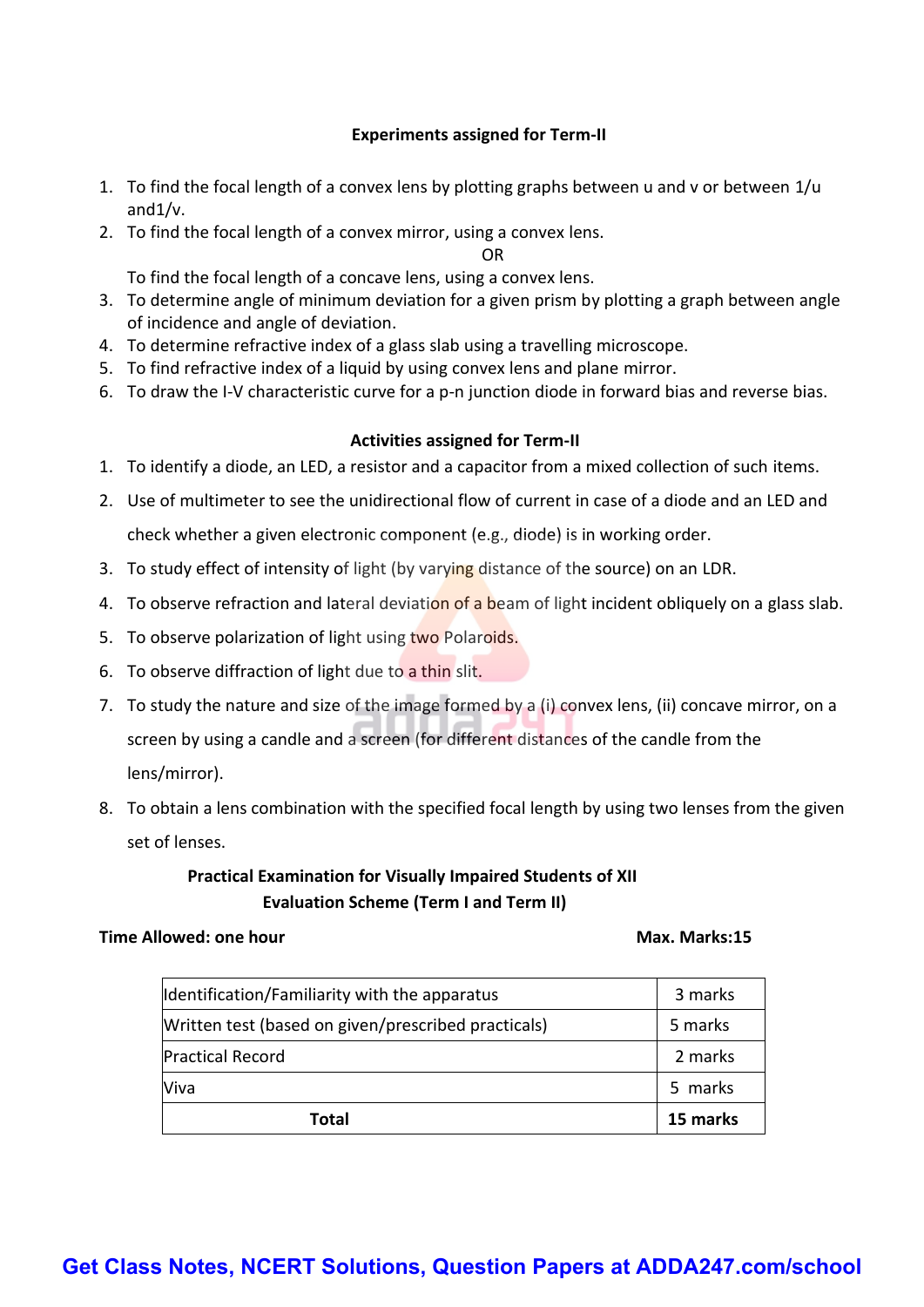### Experiments assigned for Term-II

1. To find the focal length of a convex lens by plotting graphs between u and v or between 1/u and1/v.
2. To find the focal length of a convex mirror, using a convex lens.

   OR

   To find the focal length of a concave lens, using a convex lens.
3. To determine angle of minimum deviation for a given prism by plotting a graph between angle of incidence and angle of deviation.
4. To determine refractive index of a glass slab using a travelling microscope.
5. To find refractive index of a liquid by using convex lens and plane mirror.
6. To draw the I-V characteristic curve for a p-n junction diode in forward bias and reverse bias.

### Activities assigned for Term-II

1. To identify a diode, an LED, a resistor and a capacitor from a mixed collection of such items.
2. Use of multimeter to see the unidirectional flow of current in case of a diode and an LED and check whether a given electronic component (e.g., diode) is in working order.
3. To study effect of intensity of light (by varying distance of the source) on an LDR.
4. To observe refraction and lateral deviation of a beam of light incident obliquely on a glass slab.
5. To observe polarization of light using two Polaroids.
6. To observe diffraction of light due to a thin slit.
7. To study the nature and size of the image formed by a (i) convex lens, (ii) concave mirror, on a screen by using a candle and a screen (for different distances of the candle from the lens/mirror).
8. To obtain a lens combination with the specified focal length by using two lenses from the given set of lenses.

### Practical Examination for Visually Impaired Students of XII
### Evaluation Scheme (Term I and Term II)

**Time Allowed: one hour** **Max. Marks:15**

| Identification/Familiarity with the apparatus | 3 marks |
|---|---|
| Written test (based on given/prescribed practicals) | 5 marks |
| Practical Record | 2 marks |
| Viva | 5 marks |
| **Total** | **15 marks** |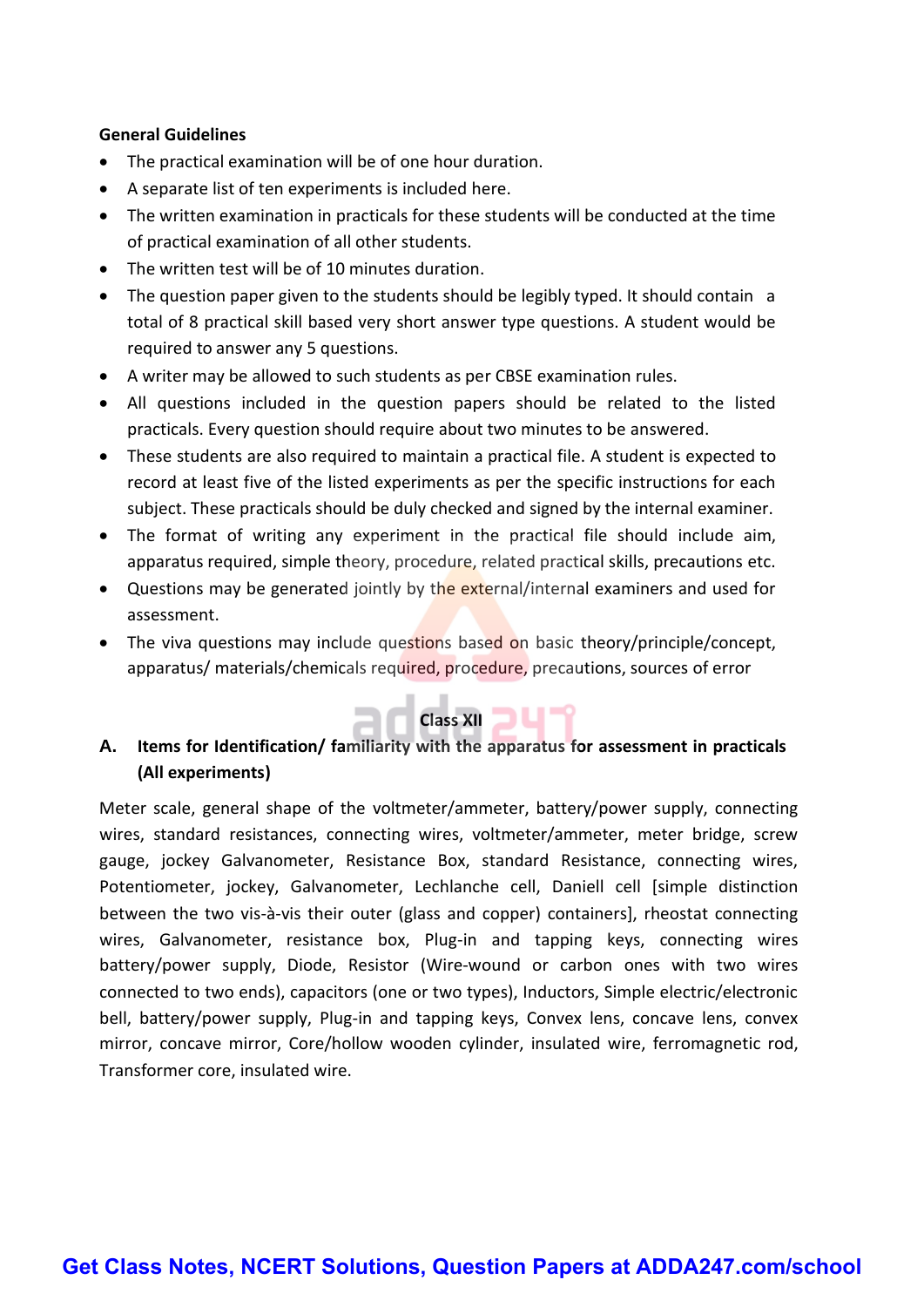**General Guidelines**

- The practical examination will be of one hour duration.
- A separate list of ten experiments is included here.
- The written examination in practicals for these students will be conducted at the time of practical examination of all other students.
- The written test will be of 10 minutes duration.
- The question paper given to the students should be legibly typed. It should contain a total of 8 practical skill based very short answer type questions. A student would be required to answer any 5 questions.
- A writer may be allowed to such students as per CBSE examination rules.
- All questions included in the question papers should be related to the listed practicals. Every question should require about two minutes to be answered.
- These students are also required to maintain a practical file. A student is expected to record at least five of the listed experiments as per the specific instructions for each subject. These practicals should be duly checked and signed by the internal examiner.
- The format of writing any experiment in the practical file should include aim, apparatus required, simple theory, procedure, related practical skills, precautions etc.
- Questions may be generated jointly by the external/internal examiners and used for assessment.
- The viva questions may include questions based on basic theory/principle/concept, apparatus/ materials/chemicals required, procedure, precautions, sources of error

**Class XII**

**A. Items for Identification/ familiarity with the apparatus for assessment in practicals (All experiments)**

Meter scale, general shape of the voltmeter/ammeter, battery/power supply, connecting wires, standard resistances, connecting wires, voltmeter/ammeter, meter bridge, screw gauge, jockey Galvanometer, Resistance Box, standard Resistance, connecting wires, Potentiometer, jockey, Galvanometer, Lechlanche cell, Daniell cell [simple distinction between the two vis-à-vis their outer (glass and copper) containers], rheostat connecting wires, Galvanometer, resistance box, Plug-in and tapping keys, connecting wires battery/power supply, Diode, Resistor (Wire-wound or carbon ones with two wires connected to two ends), capacitors (one or two types), Inductors, Simple electric/electronic bell, battery/power supply, Plug-in and tapping keys, Convex lens, concave lens, convex mirror, concave mirror, Core/hollow wooden cylinder, insulated wire, ferromagnetic rod, Transformer core, insulated wire.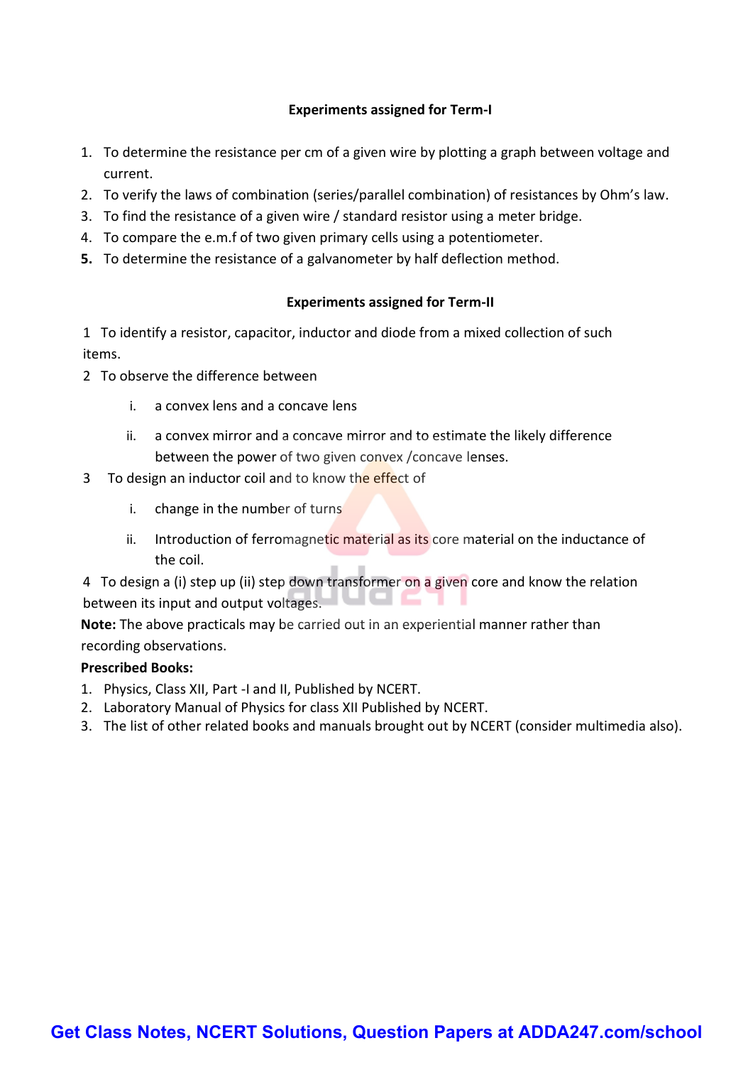**Experiments assigned for Term-I**

1. To determine the resistance per cm of a given wire by plotting a graph between voltage and current.
2. To verify the laws of combination (series/parallel combination) of resistances by Ohm's law.
3. To find the resistance of a given wire / standard resistor using a meter bridge.
4. To compare the e.m.f of two given primary cells using a potentiometer.
5. To determine the resistance of a galvanometer by half deflection method.

**Experiments assigned for Term-II**

1 To identify a resistor, capacitor, inductor and diode from a mixed collection of such items.

2 To observe the difference between

  i. a convex lens and a concave lens

  ii. a convex mirror and a concave mirror and to estimate the likely difference between the power of two given convex /concave lenses.

3 To design an inductor coil and to know the effect of

  i. change in the number of turns

  ii. Introduction of ferromagnetic material as its core material on the inductance of the coil.

4 To design a (i) step up (ii) step down transformer on a given core and know the relation between its input and output voltages.

**Note:** The above practicals may be carried out in an experiential manner rather than recording observations.

**Prescribed Books:**

1. Physics, Class XII, Part -I and II, Published by NCERT.
2. Laboratory Manual of Physics for class XII Published by NCERT.
3. The list of other related books and manuals brought out by NCERT (consider multimedia also).